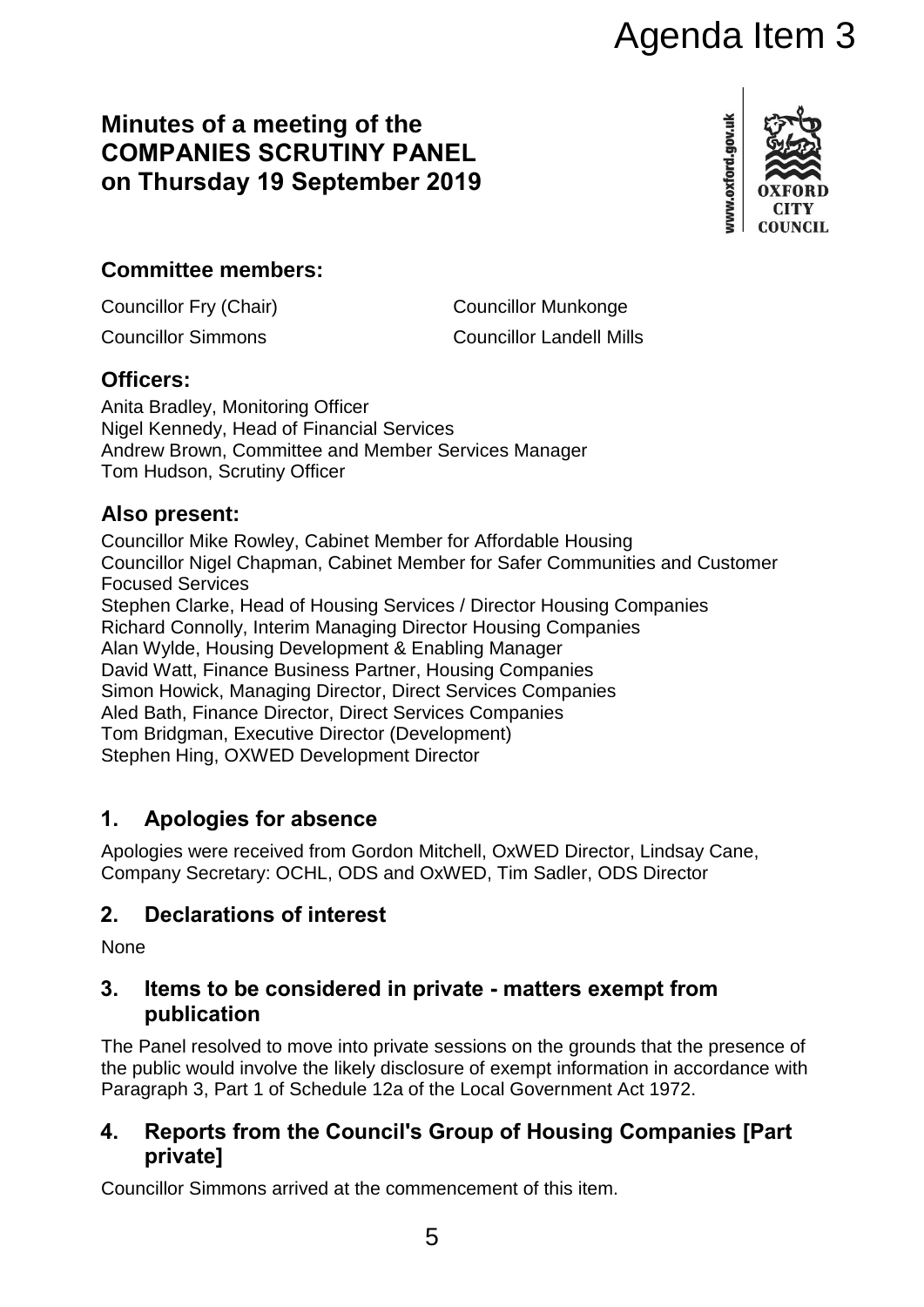Agenda Item 3

# Minutes of a meeting of the COMPANIES SCRUTINY PANEL on Thursday 19 September 2019

## Committee members:

Councillor Fry (Chair)
Councillor Munkonge
Councillor Simmons
Councillor Landell Mills

## Officers:

Anita Bradley, Monitoring Officer
Nigel Kennedy, Head of Financial Services
Andrew Brown, Committee and Member Services Manager
Tom Hudson, Scrutiny Officer

## Also present:

Councillor Mike Rowley, Cabinet Member for Affordable Housing
Councillor Nigel Chapman, Cabinet Member for Safer Communities and Customer Focused Services
Stephen Clarke, Head of Housing Services / Director Housing Companies
Richard Connolly, Interim Managing Director Housing Companies
Alan Wylde, Housing Development & Enabling Manager
David Watt, Finance Business Partner, Housing Companies
Simon Howick, Managing Director, Direct Services Companies
Aled Bath, Finance Director, Direct Services Companies
Tom Bridgman, Executive Director (Development)
Stephen Hing, OXWED Development Director

## 1. Apologies for absence

Apologies were received from Gordon Mitchell, OxWED Director, Lindsay Cane, Company Secretary: OCHL, ODS and OxWED, Tim Sadler, ODS Director

## 2. Declarations of interest

None

## 3. Items to be considered in private - matters exempt from publication

The Panel resolved to move into private sessions on the grounds that the presence of the public would involve the likely disclosure of exempt information in accordance with Paragraph 3, Part 1 of Schedule 12a of the Local Government Act 1972.

## 4. Reports from the Council's Group of Housing Companies [Part private]

Councillor Simmons arrived at the commencement of this item.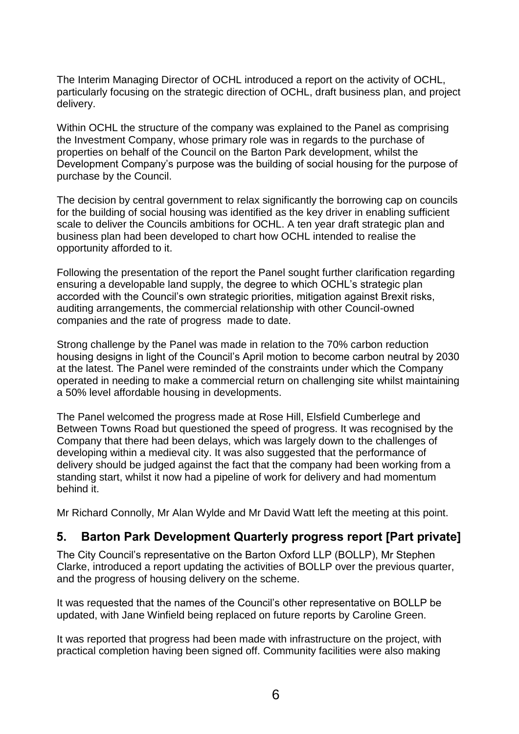The Interim Managing Director of OCHL introduced a report on the activity of OCHL, particularly focusing on the strategic direction of OCHL, draft business plan, and project delivery.

Within OCHL the structure of the company was explained to the Panel as comprising the Investment Company, whose primary role was in regards to the purchase of properties on behalf of the Council on the Barton Park development, whilst the Development Company's purpose was the building of social housing for the purpose of purchase by the Council.

The decision by central government to relax significantly the borrowing cap on councils for the building of social housing was identified as the key driver in enabling sufficient scale to deliver the Councils ambitions for OCHL. A ten year draft strategic plan and business plan had been developed to chart how OCHL intended to realise the opportunity afforded to it.

Following the presentation of the report the Panel sought further clarification regarding ensuring a developable land supply, the degree to which OCHL's strategic plan accorded with the Council's own strategic priorities, mitigation against Brexit risks, auditing arrangements, the commercial relationship with other Council-owned companies and the rate of progress made to date.

Strong challenge by the Panel was made in relation to the 70% carbon reduction housing designs in light of the Council's April motion to become carbon neutral by 2030 at the latest. The Panel were reminded of the constraints under which the Company operated in needing to make a commercial return on challenging site whilst maintaining a 50% level affordable housing in developments.

The Panel welcomed the progress made at Rose Hill, Elsfield Cumberlege and Between Towns Road but questioned the speed of progress. It was recognised by the Company that there had been delays, which was largely down to the challenges of developing within a medieval city. It was also suggested that the performance of delivery should be judged against the fact that the company had been working from a standing start, whilst it now had a pipeline of work for delivery and had momentum behind it.

Mr Richard Connolly, Mr Alan Wylde and Mr David Watt left the meeting at this point.

## 5. Barton Park Development Quarterly progress report [Part private]

The City Council's representative on the Barton Oxford LLP (BOLLP), Mr Stephen Clarke, introduced a report updating the activities of BOLLP over the previous quarter, and the progress of housing delivery on the scheme.

It was requested that the names of the Council's other representative on BOLLP be updated, with Jane Winfield being replaced on future reports by Caroline Green.

It was reported that progress had been made with infrastructure on the project, with practical completion having been signed off. Community facilities were also making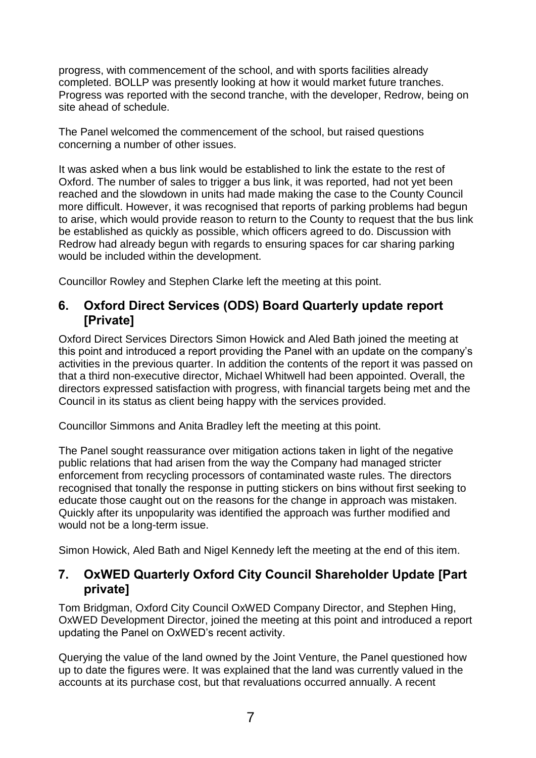progress, with commencement of the school, and with sports facilities already completed. BOLLP was presently looking at how it would market future tranches. Progress was reported with the second tranche, with the developer, Redrow, being on site ahead of schedule.

The Panel welcomed the commencement of the school, but raised questions concerning a number of other issues.

It was asked when a bus link would be established to link the estate to the rest of Oxford. The number of sales to trigger a bus link, it was reported, had not yet been reached and the slowdown in units had made making the case to the County Council more difficult. However, it was recognised that reports of parking problems had begun to arise, which would provide reason to return to the County to request that the bus link be established as quickly as possible, which officers agreed to do. Discussion with Redrow had already begun with regards to ensuring spaces for car sharing parking would be included within the development.

Councillor Rowley and Stephen Clarke left the meeting at this point.

## 6. Oxford Direct Services (ODS) Board Quarterly update report [Private]

Oxford Direct Services Directors Simon Howick and Aled Bath joined the meeting at this point and introduced a report providing the Panel with an update on the company's activities in the previous quarter. In addition the contents of the report it was passed on that a third non-executive director, Michael Whitwell had been appointed. Overall, the directors expressed satisfaction with progress, with financial targets being met and the Council in its status as client being happy with the services provided.

Councillor Simmons and Anita Bradley left the meeting at this point.

The Panel sought reassurance over mitigation actions taken in light of the negative public relations that had arisen from the way the Company had managed stricter enforcement from recycling processors of contaminated waste rules. The directors recognised that tonally the response in putting stickers on bins without first seeking to educate those caught out on the reasons for the change in approach was mistaken. Quickly after its unpopularity was identified the approach was further modified and would not be a long-term issue.

Simon Howick, Aled Bath and Nigel Kennedy left the meeting at the end of this item.

## 7. OxWED Quarterly Oxford City Council Shareholder Update [Part private]

Tom Bridgman, Oxford City Council OxWED Company Director, and Stephen Hing, OxWED Development Director, joined the meeting at this point and introduced a report updating the Panel on OxWED's recent activity.

Querying the value of the land owned by the Joint Venture, the Panel questioned how up to date the figures were. It was explained that the land was currently valued in the accounts at its purchase cost, but that revaluations occurred annually. A recent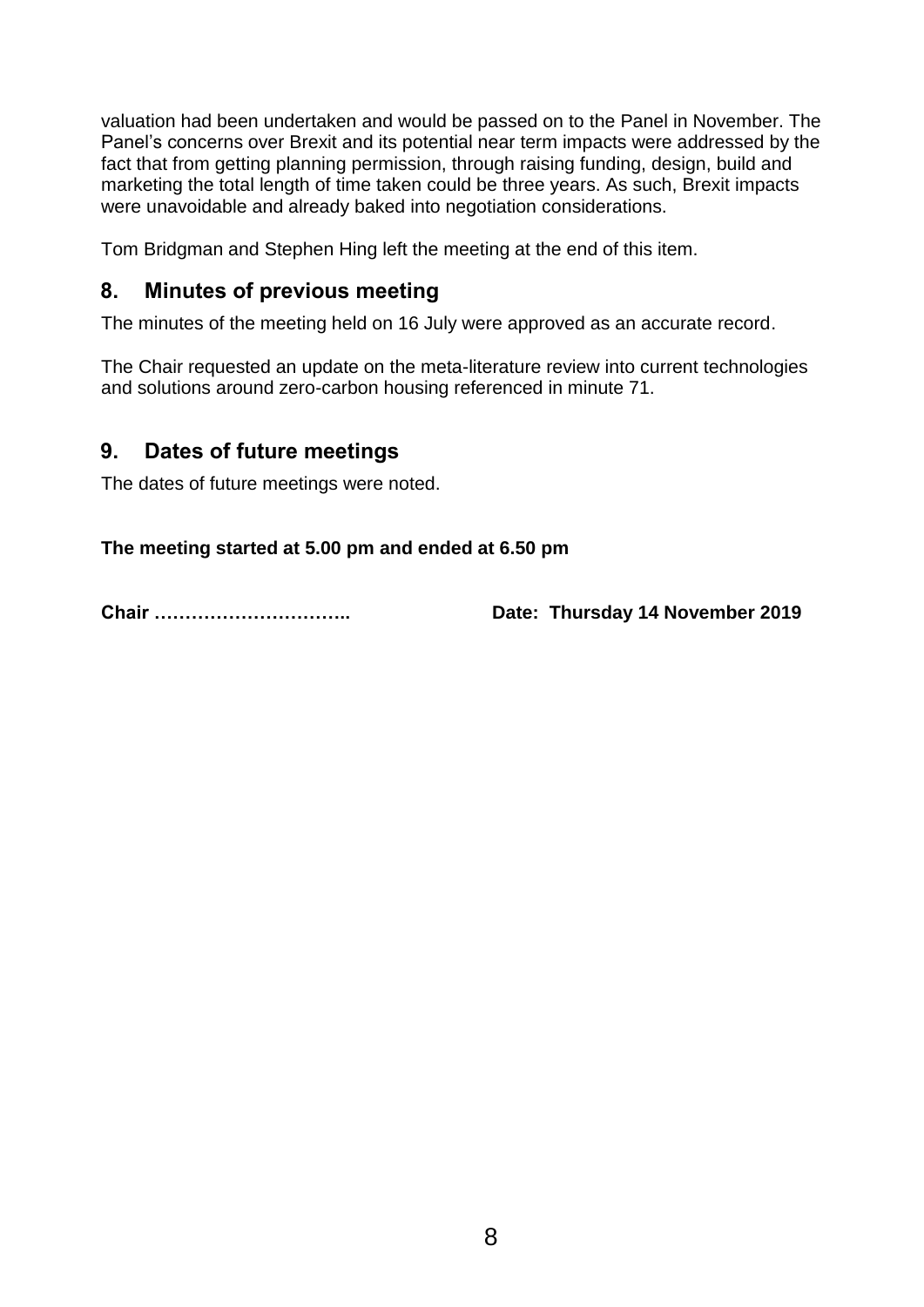valuation had been undertaken and would be passed on to the Panel in November. The Panel's concerns over Brexit and its potential near term impacts were addressed by the fact that from getting planning permission, through raising funding, design, build and marketing the total length of time taken could be three years. As such, Brexit impacts were unavoidable and already baked into negotiation considerations.

Tom Bridgman and Stephen Hing left the meeting at the end of this item.

## 8. Minutes of previous meeting

The minutes of the meeting held on 16 July were approved as an accurate record.

The Chair requested an update on the meta-literature review into current technologies and solutions around zero-carbon housing referenced in minute 71.

## 9. Dates of future meetings

The dates of future meetings were noted.

**The meeting started at 5.00 pm and ended at 6.50 pm**

**Chair …………………………..** **Date: Thursday 14 November 2019**